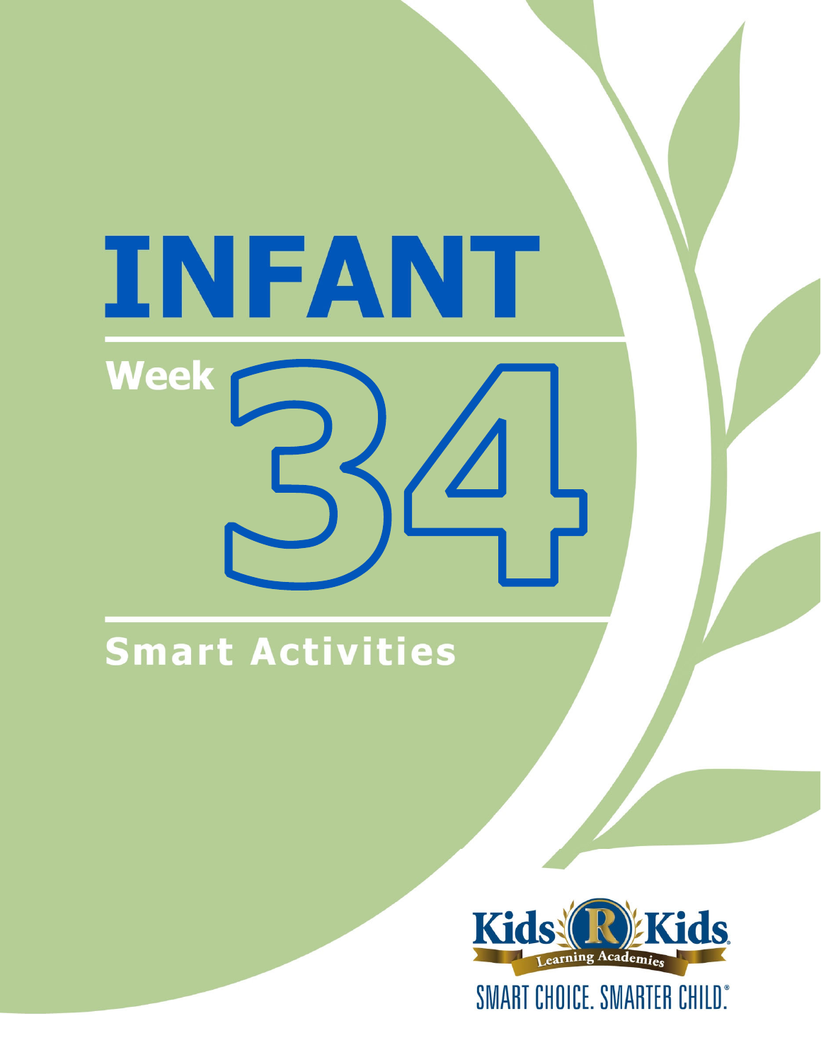# INFANT

## Week 34

## Smart Activities

Kids R Kids Learning Academies

SMART CHOICE. SMARTER CHILD.®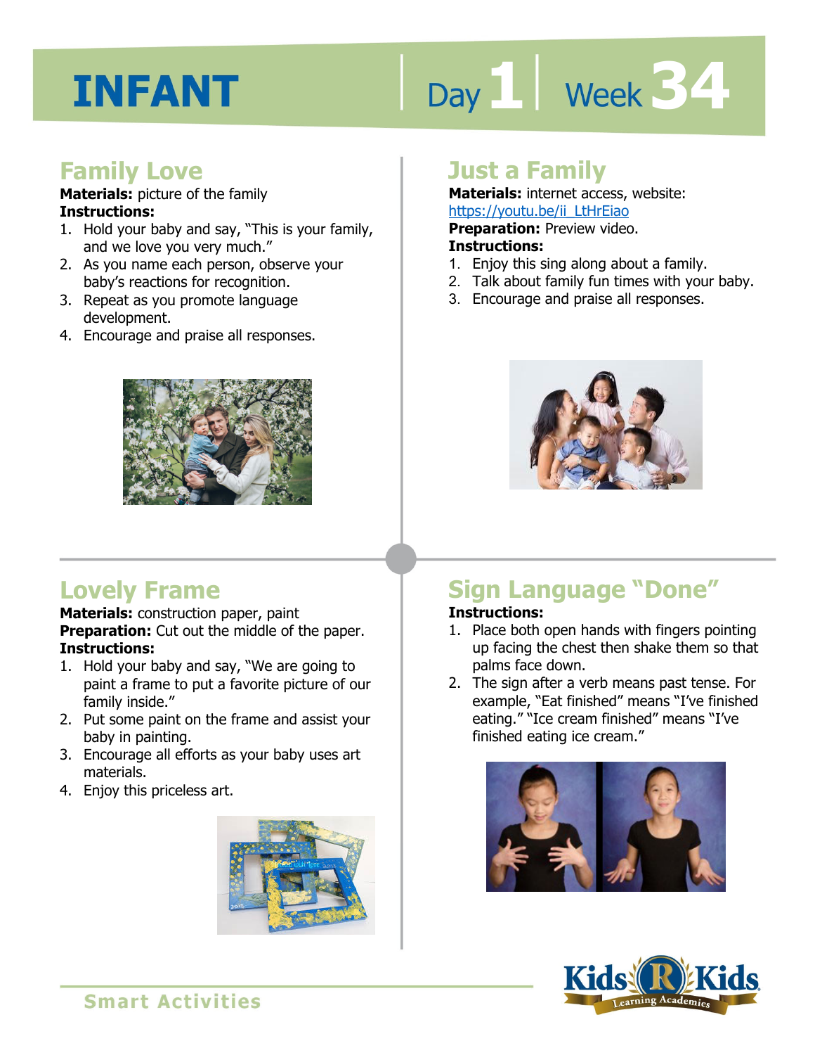# INFANT

Day 1 | Week 34

## Family Love

**Materials:** picture of the family

**Instructions:**

1. Hold your baby and say, "This is your family, and we love you very much."
2. As you name each person, observe your baby's reactions for recognition.
3. Repeat as you promote language development.
4. Encourage and praise all responses.

## Just a Family

**Materials:** internet access, website: https://youtu.be/ii_LtHrEiao

**Preparation:** Preview video.

**Instructions:**

1. Enjoy this sing along about a family.
2. Talk about family fun times with your baby.
3. Encourage and praise all responses.

## Lovely Frame

**Materials:** construction paper, paint

**Preparation:** Cut out the middle of the paper.

**Instructions:**

1. Hold your baby and say, "We are going to paint a frame to put a favorite picture of our family inside."
2. Put some paint on the frame and assist your baby in painting.
3. Encourage all efforts as your baby uses art materials.
4. Enjoy this priceless art.

## Sign Language "Done"

**Instructions:**

1. Place both open hands with fingers pointing up facing the chest then shake them so that palms face down.
2. The sign after a verb means past tense. For example, "Eat finished" means "I've finished eating." "Ice cream finished" means "I've finished eating ice cream."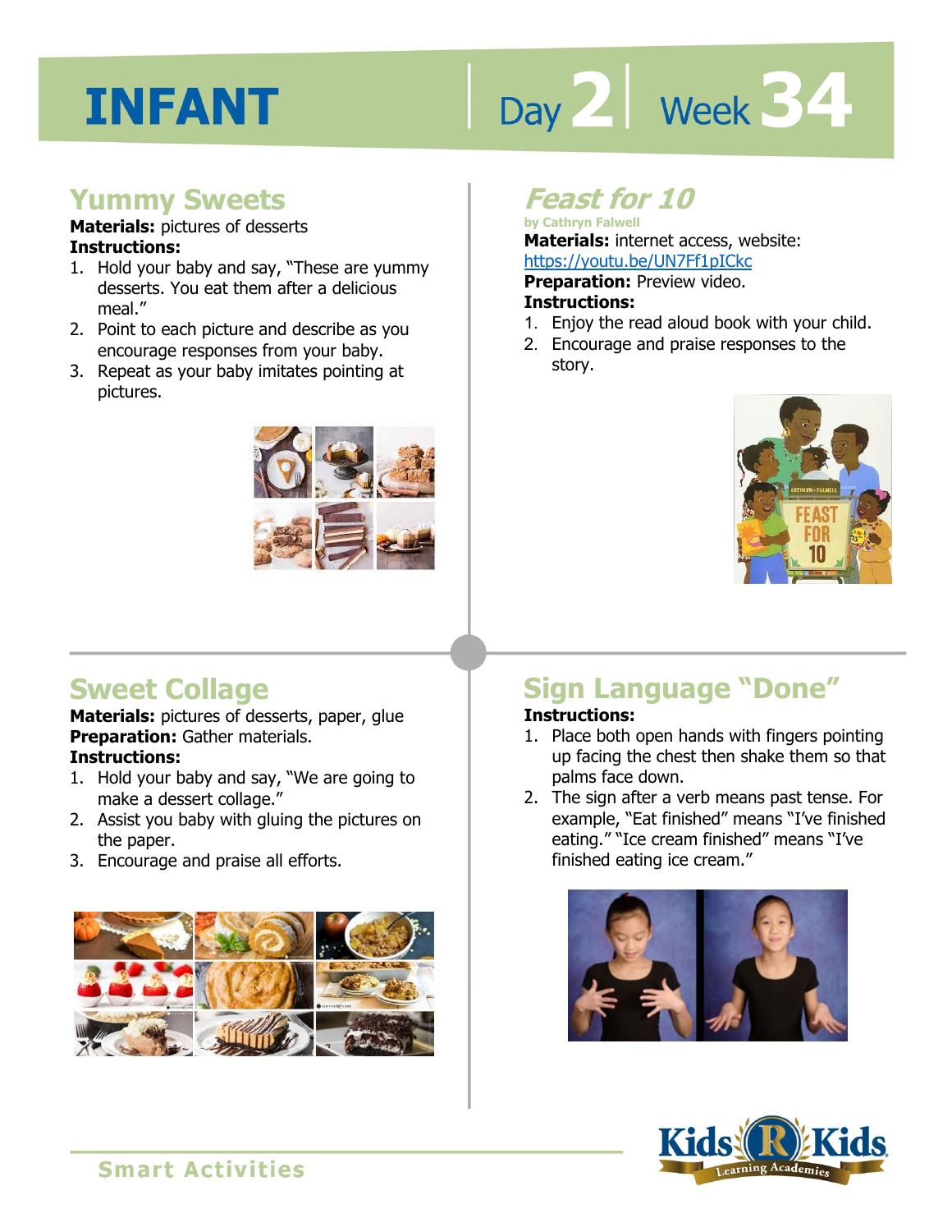# INFANT

Day 2 | Week 34

## Yummy Sweets

**Materials:** pictures of desserts
**Instructions:**

1. Hold your baby and say, "These are yummy desserts. You eat them after a delicious meal."
2. Point to each picture and describe as you encourage responses from your baby.
3. Repeat as your baby imitates pointing at pictures.

## *Feast for 10*

by Cathryn Falwell

**Materials:** internet access, website: https://youtu.be/UN7Ff1pICkc
**Preparation:** Preview video.
**Instructions:**

1. Enjoy the read aloud book with your child.
2. Encourage and praise responses to the story.

## Sweet Collage

**Materials:** pictures of desserts, paper, glue
**Preparation:** Gather materials.
**Instructions:**

1. Hold your baby and say, "We are going to make a dessert collage."
2. Assist you baby with gluing the pictures on the paper.
3. Encourage and praise all efforts.

## Sign Language "Done"

**Instructions:**

1. Place both open hands with fingers pointing up facing the chest then shake them so that palms face down.
2. The sign after a verb means past tense. For example, "Eat finished" means "I've finished eating." "Ice cream finished" means "I've finished eating ice cream."

Smart Activities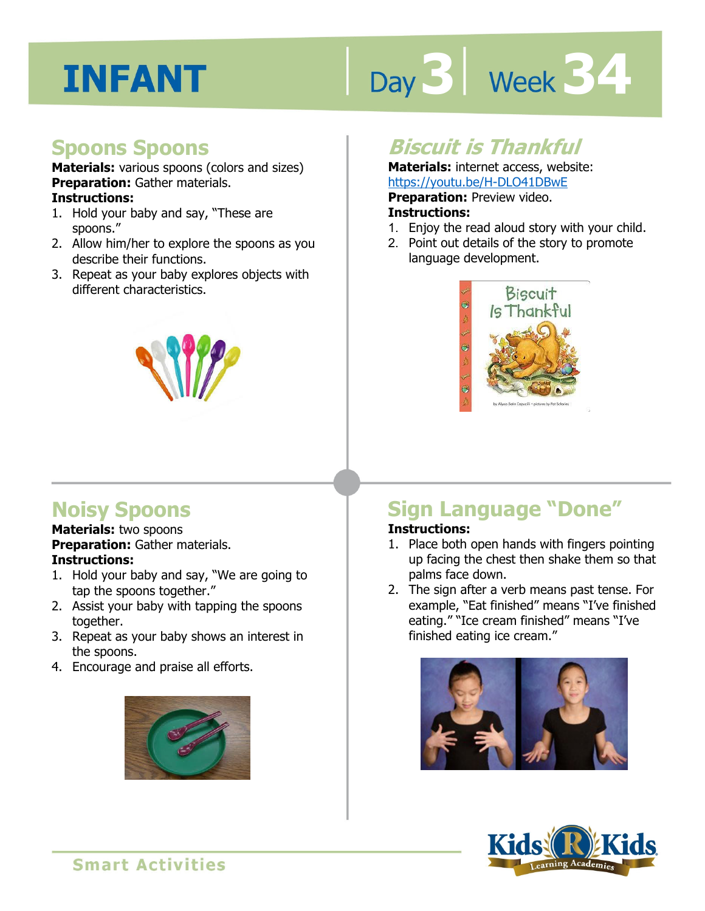# INFANT

Day 3 | Week 34

## Spoons Spoons

**Materials:** various spoons (colors and sizes)
**Preparation:** Gather materials.
**Instructions:**

1. Hold your baby and say, "These are spoons."
2. Allow him/her to explore the spoons as you describe their functions.
3. Repeat as your baby explores objects with different characteristics.

## *Biscuit is Thankful*

**Materials:** internet access, website: https://youtu.be/H-DLO41DBwE
**Preparation:** Preview video.
**Instructions:**

1. Enjoy the read aloud story with your child.
2. Point out details of the story to promote language development.

## Noisy Spoons

**Materials:** two spoons
**Preparation:** Gather materials.
**Instructions:**

1. Hold your baby and say, "We are going to tap the spoons together."
2. Assist your baby with tapping the spoons together.
3. Repeat as your baby shows an interest in the spoons.
4. Encourage and praise all efforts.

## Sign Language "Done"

**Instructions:**

1. Place both open hands with fingers pointing up facing the chest then shake them so that palms face down.
2. The sign after a verb means past tense. For example, "Eat finished" means "I've finished eating." "Ice cream finished" means "I've finished eating ice cream."

Smart Activities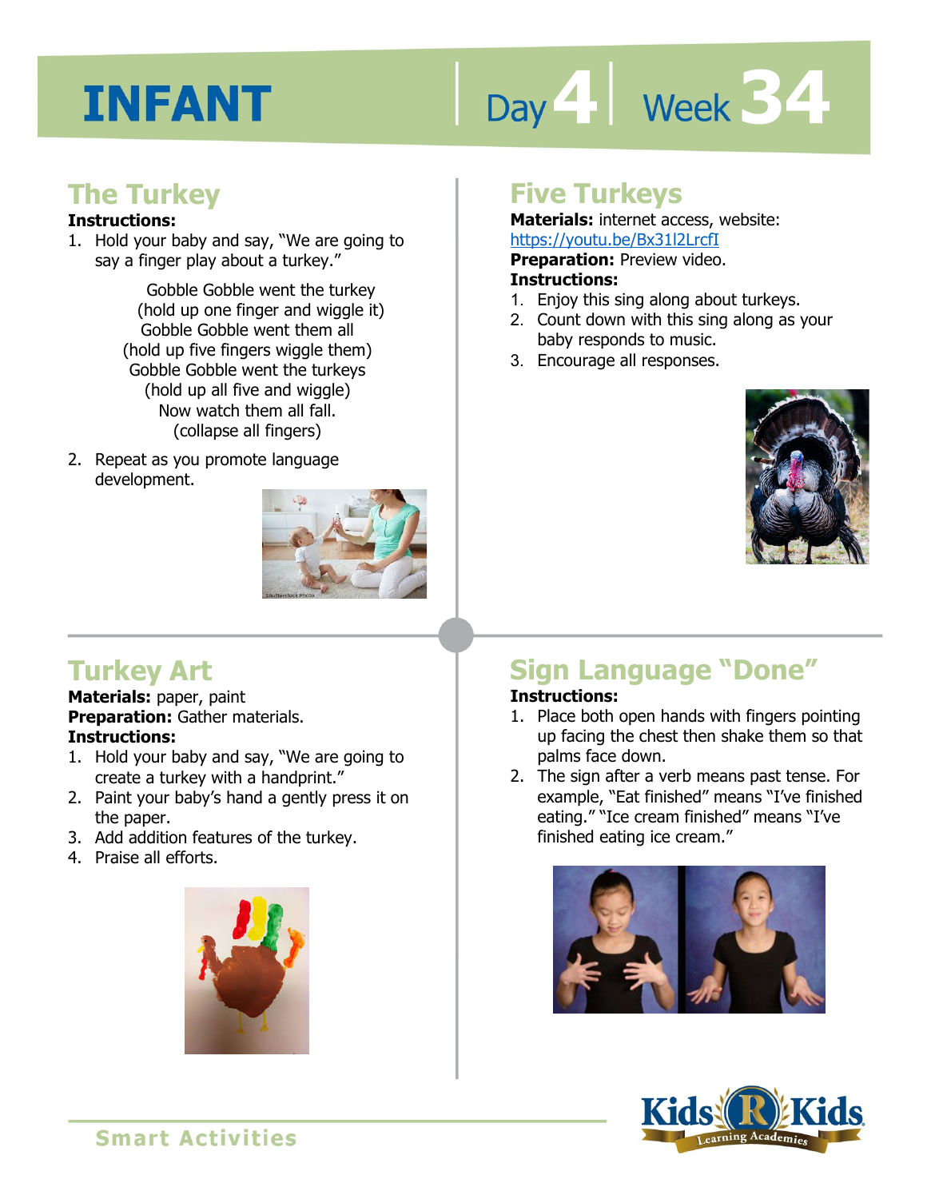# INFANT

Day 4 | Week 34

## The Turkey

**Instructions:**

1. Hold your baby and say, "We are going to say a finger play about a turkey."

   Gobble Gobble went the turkey
   (hold up one finger and wiggle it)
   Gobble Gobble went them all
   (hold up five fingers wiggle them)
   Gobble Gobble went the turkeys
   (hold up all five and wiggle)
   Now watch them all fall.
   (collapse all fingers)

2. Repeat as you promote language development.

## Five Turkeys

**Materials:** internet access, website: https://youtu.be/Bx31l2LrcfI

**Preparation:** Preview video.

**Instructions:**

1. Enjoy this sing along about turkeys.
2. Count down with this sing along as your baby responds to music.
3. Encourage all responses.

## Turkey Art

**Materials:** paper, paint

**Preparation:** Gather materials.

**Instructions:**

1. Hold your baby and say, "We are going to create a turkey with a handprint."
2. Paint your baby's hand a gently press it on the paper.
3. Add addition features of the turkey.
4. Praise all efforts.

## Sign Language "Done"

**Instructions:**

1. Place both open hands with fingers pointing up facing the chest then shake them so that palms face down.
2. The sign after a verb means past tense. For example, "Eat finished" means "I've finished eating." "Ice cream finished" means "I've finished eating ice cream."

Smart Activities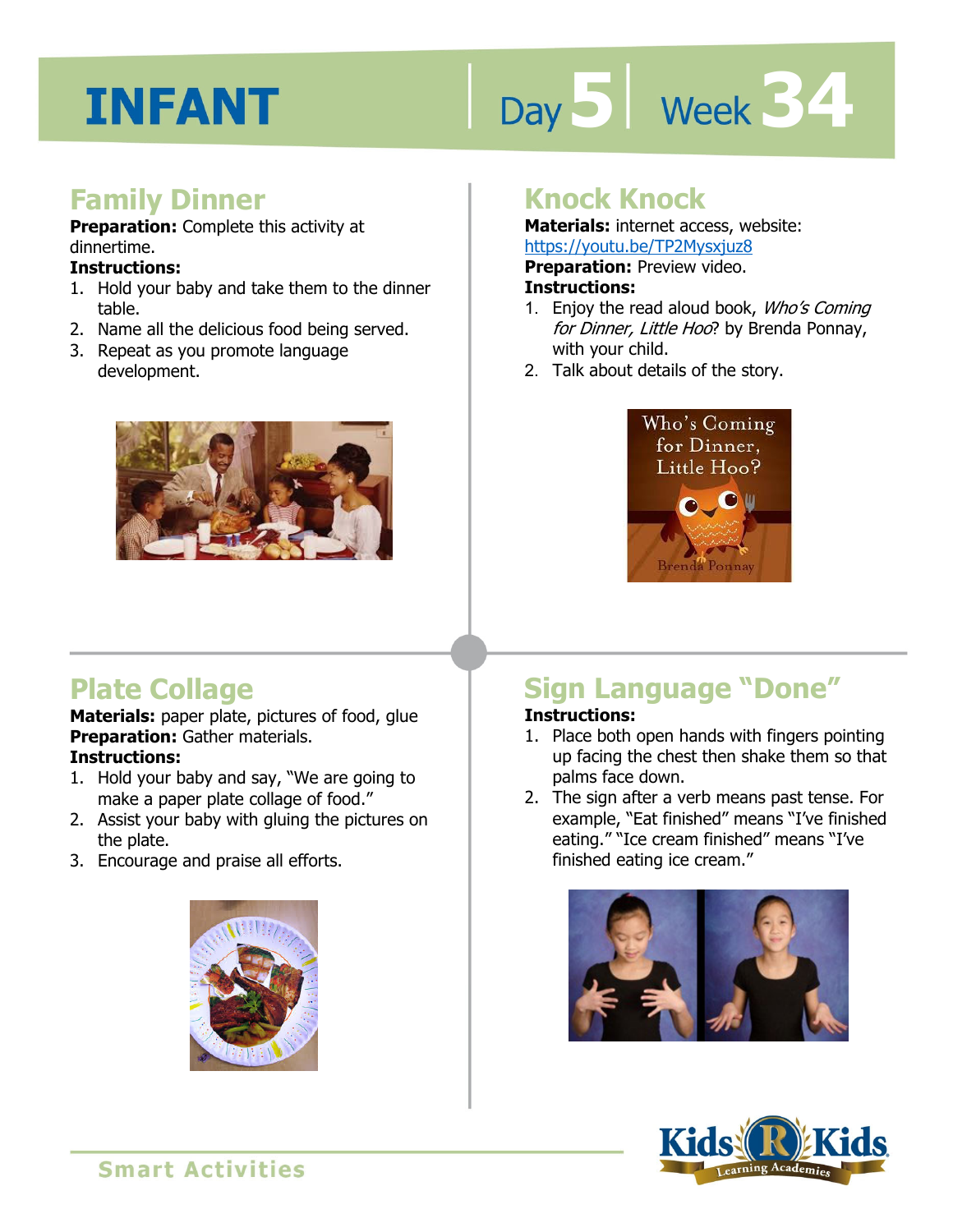# INFANT

Day 5 | Week 34

## Family Dinner

**Preparation:** Complete this activity at dinnertime.

**Instructions:**

1. Hold your baby and take them to the dinner table.
2. Name all the delicious food being served.
3. Repeat as you promote language development.

## Knock Knock

**Materials:** internet access, website: https://youtu.be/TP2Mysxjuz8

**Preparation:** Preview video.

**Instructions:**

1. Enjoy the read aloud book, *Who's Coming for Dinner, Little Hoo*? by Brenda Ponnay, with your child.
2. Talk about details of the story.

## Plate Collage

**Materials:** paper plate, pictures of food, glue

**Preparation:** Gather materials.

**Instructions:**

1. Hold your baby and say, "We are going to make a paper plate collage of food."
2. Assist your baby with gluing the pictures on the plate.
3. Encourage and praise all efforts.

## Sign Language "Done"

**Instructions:**

1. Place both open hands with fingers pointing up facing the chest then shake them so that palms face down.
2. The sign after a verb means past tense. For example, "Eat finished" means "I've finished eating." "Ice cream finished" means "I've finished eating ice cream."

Smart Activities